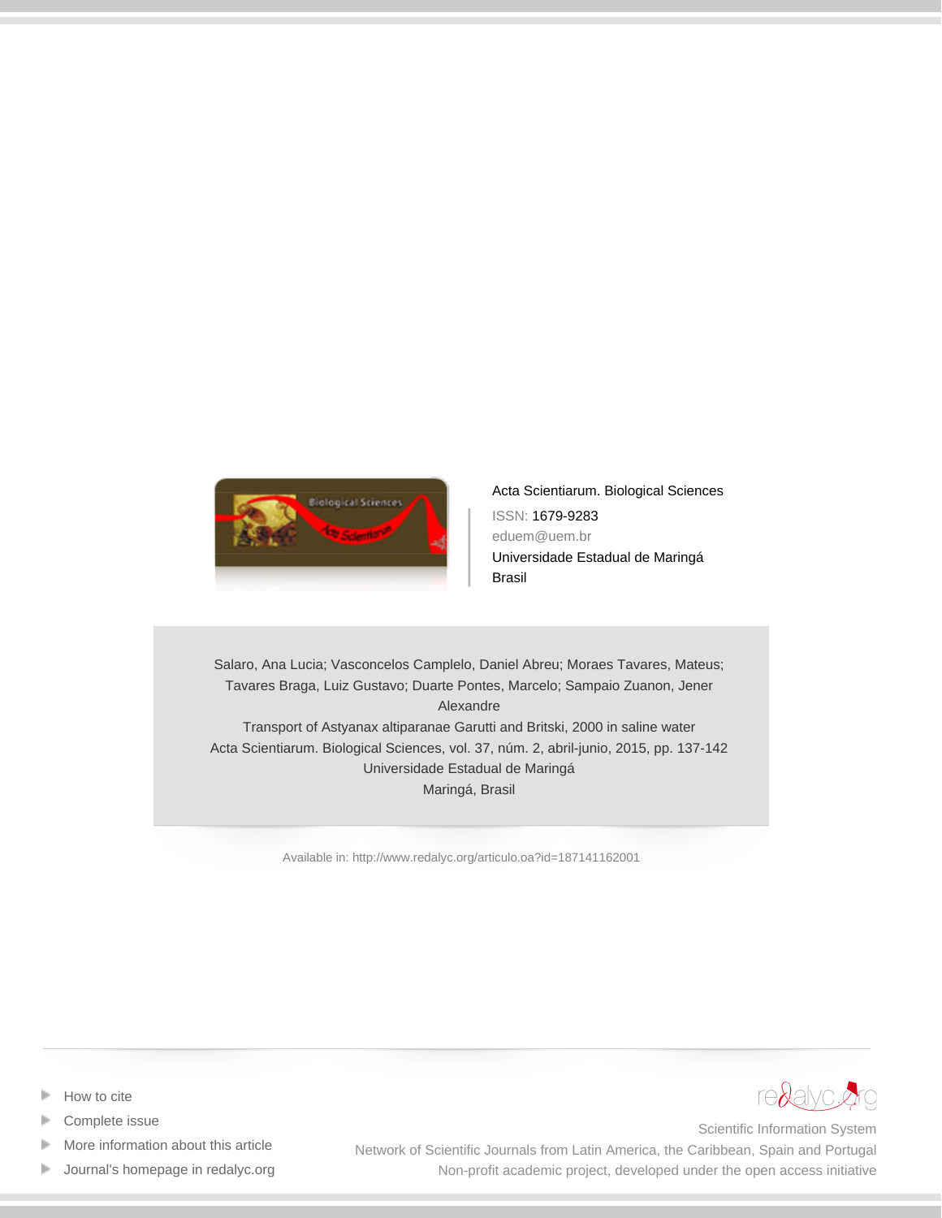Acta Scientiarum. Biological Sciences

ISSN: 1679-9283

eduem@uem.br

Universidade Estadual de Maringá

Brasil

Salaro, Ana Lucia; Vasconcelos Camplelo, Daniel Abreu; Moraes Tavares, Mateus; Tavares Braga, Luiz Gustavo; Duarte Pontes, Marcelo; Sampaio Zuanon, Jener Alexandre

Transport of Astyanax altiparanae Garutti and Britski, 2000 in saline water

Acta Scientiarum. Biological Sciences, vol. 37, núm. 2, abril-junio, 2015, pp. 137-142

Universidade Estadual de Maringá

Maringá, Brasil

Available in: http://www.redalyc.org/articulo.oa?id=187141162001

- How to cite
- Complete issue
- More information about this article
- Journal's homepage in redalyc.org

redalyc.org

Scientific Information System

Network of Scientific Journals from Latin America, the Caribbean, Spain and Portugal

Non-profit academic project, developed under the open access initiative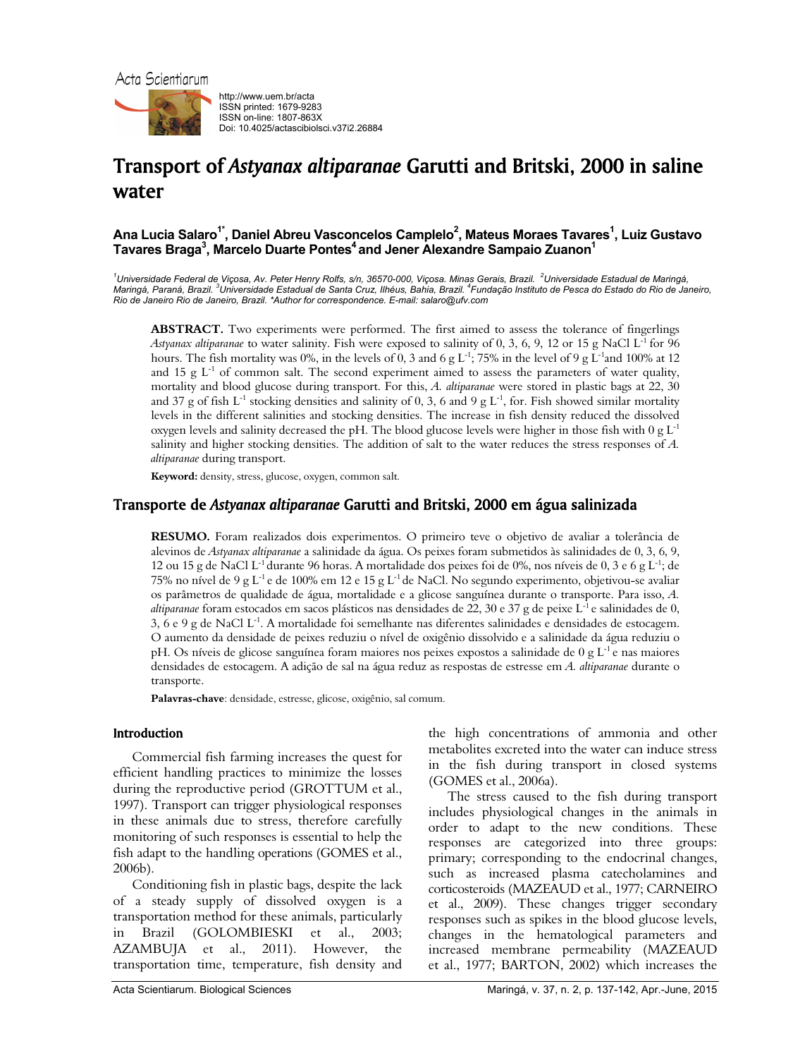# Transport of *Astyanax altiparanae* Garutti and Britski, 2000 in saline water

**Ana Lucia Salaro[1*], Daniel Abreu Vasconcelos Camplelo[2], Mateus Moraes Tavares[1], Luiz Gustavo Tavares Braga[3], Marcelo Duarte Pontes[4] and Jener Alexandre Sampaio Zuanon[1]**

[1]*Universidade Federal de Viçosa, Av. Peter Henry Rolfs, s/n, 36570-000, Viçosa. Minas Gerais, Brazil.* [2]*Universidade Estadual de Maringá, Maringá, Paraná, Brazil.* [3]*Universidade Estadual de Santa Cruz, Ilhéus, Bahia, Brazil.* [4]*Fundação Instituto de Pesca do Estado do Rio de Janeiro, Rio de Janeiro Rio de Janeiro, Brazil. \*Author for correspondence. E-mail: salaro@ufv.com*

**ABSTRACT.** Two experiments were performed. The first aimed to assess the tolerance of fingerlings *Astyanax altiparanae* to water salinity. Fish were exposed to salinity of 0, 3, 6, 9, 12 or 15 g NaCl $L^{-1}$ for 96 hours. The fish mortality was 0%, in the levels of 0, 3 and 6 g $L^{-1}$; 75% in the level of 9 g $L^{-1}$and 100% at 12 and 15 g $L^{-1}$ of common salt. The second experiment aimed to assess the parameters of water quality, mortality and blood glucose during transport. For this, *A. altiparanae* were stored in plastic bags at 22, 30 and 37 g of fish $L^{-1}$ stocking densities and salinity of 0, 3, 6 and 9 g $L^{-1}$, for. Fish showed similar mortality levels in the different salinities and stocking densities. The increase in fish density reduced the dissolved oxygen levels and salinity decreased the pH. The blood glucose levels were higher in those fish with 0 g $L^{-1}$ salinity and higher stocking densities. The addition of salt to the water reduces the stress responses of *A. altiparanae* during transport.

**Keyword:** density, stress, glucose, oxygen, common salt.

## Transporte de *Astyanax altiparanae* Garutti and Britski, 2000 em água salinizada

**RESUMO.** Foram realizados dois experimentos. O primeiro teve o objetivo de avaliar a tolerância de alevinos de *Astyanax altiparanae* a salinidade da água. Os peixes foram submetidos às salinidades de 0, 3, 6, 9, 12 ou 15 g de NaCl $L^{-1}$ durante 96 horas. A mortalidade dos peixes foi de 0%, nos níveis de 0, 3 e 6 g $L^{-1}$; de 75% no nível de 9 g $L^{-1}$ e de 100% em 12 e 15 g $L^{-1}$ de NaCl. No segundo experimento, objetivou-se avaliar os parâmetros de qualidade de água, mortalidade e a glicose sanguínea durante o transporte. Para isso, *A. altiparanae* foram estocados em sacos plásticos nas densidades de 22, 30 e 37 g de peixe $L^{-1}$ e salinidades de 0, 3, 6 e 9 g de NaCl $L^{-1}$. A mortalidade foi semelhante nas diferentes salinidades e densidades de estocagem. O aumento da densidade de peixes reduziu o nível de oxigênio dissolvido e a salinidade da água reduziu o pH. Os níveis de glicose sanguínea foram maiores nos peixes expostos a salinidade de 0 g $L^{-1}$ e nas maiores densidades de estocagem. A adição de sal na água reduz as respostas de estresse em *A. altiparanae* durante o transporte.

**Palavras-chave**: densidade, estresse, glicose, oxigênio, sal comum.

## Introduction

Commercial fish farming increases the quest for efficient handling practices to minimize the losses during the reproductive period (GROTTUM et al., 1997). Transport can trigger physiological responses in these animals due to stress, therefore carefully monitoring of such responses is essential to help the fish adapt to the handling operations (GOMES et al., 2006b).

Conditioning fish in plastic bags, despite the lack of a steady supply of dissolved oxygen is a transportation method for these animals, particularly in Brazil (GOLOMBIESKI et al., 2003; AZAMBUJA et al., 2011). However, the transportation time, temperature, fish density and the high concentrations of ammonia and other metabolites excreted into the water can induce stress in the fish during transport in closed systems (GOMES et al., 2006a).

The stress caused to the fish during transport includes physiological changes in the animals in order to adapt to the new conditions. These responses are categorized into three groups: primary; corresponding to the endocrinal changes, such as increased plasma catecholamines and corticosteroids (MAZEAUD et al., 1977; CARNEIRO et al., 2009). These changes trigger secondary responses such as spikes in the blood glucose levels, changes in the hematological parameters and increased membrane permeability (MAZEAUD et al., 1977; BARTON, 2002) which increases the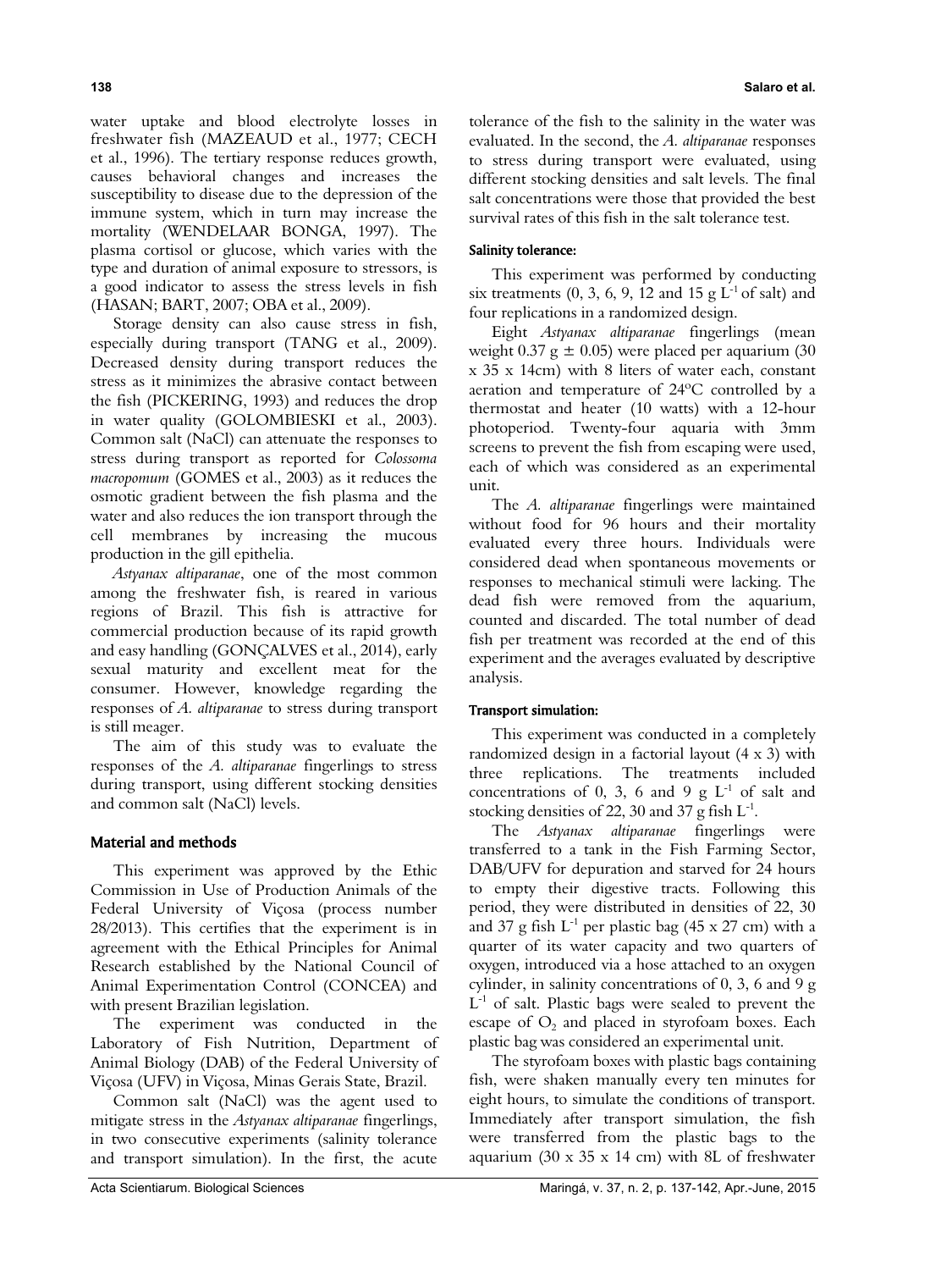water uptake and blood electrolyte losses in freshwater fish (MAZEAUD et al., 1977; CECH et al., 1996). The tertiary response reduces growth, causes behavioral changes and increases the susceptibility to disease due to the depression of the immune system, which in turn may increase the mortality (WENDELAAR BONGA, 1997). The plasma cortisol or glucose, which varies with the type and duration of animal exposure to stressors, is a good indicator to assess the stress levels in fish (HASAN; BART, 2007; OBA et al., 2009).

Storage density can also cause stress in fish, especially during transport (TANG et al., 2009). Decreased density during transport reduces the stress as it minimizes the abrasive contact between the fish (PICKERING, 1993) and reduces the drop in water quality (GOLOMBIESKI et al., 2003). Common salt (NaCl) can attenuate the responses to stress during transport as reported for *Colossoma macropomum* (GOMES et al., 2003) as it reduces the osmotic gradient between the fish plasma and the water and also reduces the ion transport through the cell membranes by increasing the mucous production in the gill epithelia.

*Astyanax altiparanae*, one of the most common among the freshwater fish, is reared in various regions of Brazil. This fish is attractive for commercial production because of its rapid growth and easy handling (GONÇALVES et al., 2014), early sexual maturity and excellent meat for the consumer. However, knowledge regarding the responses of *A. altiparanae* to stress during transport is still meager.

The aim of this study was to evaluate the responses of the *A. altiparanae* fingerlings to stress during transport, using different stocking densities and common salt (NaCl) levels.

## Material and methods

This experiment was approved by the Ethic Commission in Use of Production Animals of the Federal University of Viçosa (process number 28/2013). This certifies that the experiment is in agreement with the Ethical Principles for Animal Research established by the National Council of Animal Experimentation Control (CONCEA) and with present Brazilian legislation.

The experiment was conducted in the Laboratory of Fish Nutrition, Department of Animal Biology (DAB) of the Federal University of Viçosa (UFV) in Viçosa, Minas Gerais State, Brazil.

Common salt (NaCl) was the agent used to mitigate stress in the *Astyanax altiparanae* fingerlings, in two consecutive experiments (salinity tolerance and transport simulation). In the first, the acute tolerance of the fish to the salinity in the water was evaluated. In the second, the *A. altiparanae* responses to stress during transport were evaluated, using different stocking densities and salt levels. The final salt concentrations were those that provided the best survival rates of this fish in the salt tolerance test.

### Salinity tolerance:

This experiment was performed by conducting six treatments (0, 3, 6, 9, 12 and 15 g $L^{-1}$ of salt) and four replications in a randomized design.

Eight *Astyanax altiparanae* fingerlings (mean weight 0.37 g $\pm$ 0.05) were placed per aquarium (30 x 35 x 14cm) with 8 liters of water each, constant aeration and temperature of 24°C controlled by a thermostat and heater (10 watts) with a 12-hour photoperiod. Twenty-four aquaria with 3mm screens to prevent the fish from escaping were used, each of which was considered as an experimental unit.

The *A. altiparanae* fingerlings were maintained without food for 96 hours and their mortality evaluated every three hours. Individuals were considered dead when spontaneous movements or responses to mechanical stimuli were lacking. The dead fish were removed from the aquarium, counted and discarded. The total number of dead fish per treatment was recorded at the end of this experiment and the averages evaluated by descriptive analysis.

### Transport simulation:

This experiment was conducted in a completely randomized design in a factorial layout (4 x 3) with three replications. The treatments included concentrations of 0, 3, 6 and 9 g $L^{-1}$ of salt and stocking densities of 22, 30 and 37 g fish $L^{-1}$.

The *Astyanax altiparanae* fingerlings were transferred to a tank in the Fish Farming Sector, DAB/UFV for depuration and starved for 24 hours to empty their digestive tracts. Following this period, they were distributed in densities of 22, 30 and 37 g fish $L^{-1}$ per plastic bag (45 x 27 cm) with a quarter of its water capacity and two quarters of oxygen, introduced via a hose attached to an oxygen cylinder, in salinity concentrations of 0, 3, 6 and 9 g $L^{-1}$ of salt. Plastic bags were sealed to prevent the escape of $O_2$ and placed in styrofoam boxes. Each plastic bag was considered an experimental unit.

The styrofoam boxes with plastic bags containing fish, were shaken manually every ten minutes for eight hours, to simulate the conditions of transport. Immediately after transport simulation, the fish were transferred from the plastic bags to the aquarium (30 x 35 x 14 cm) with 8L of freshwater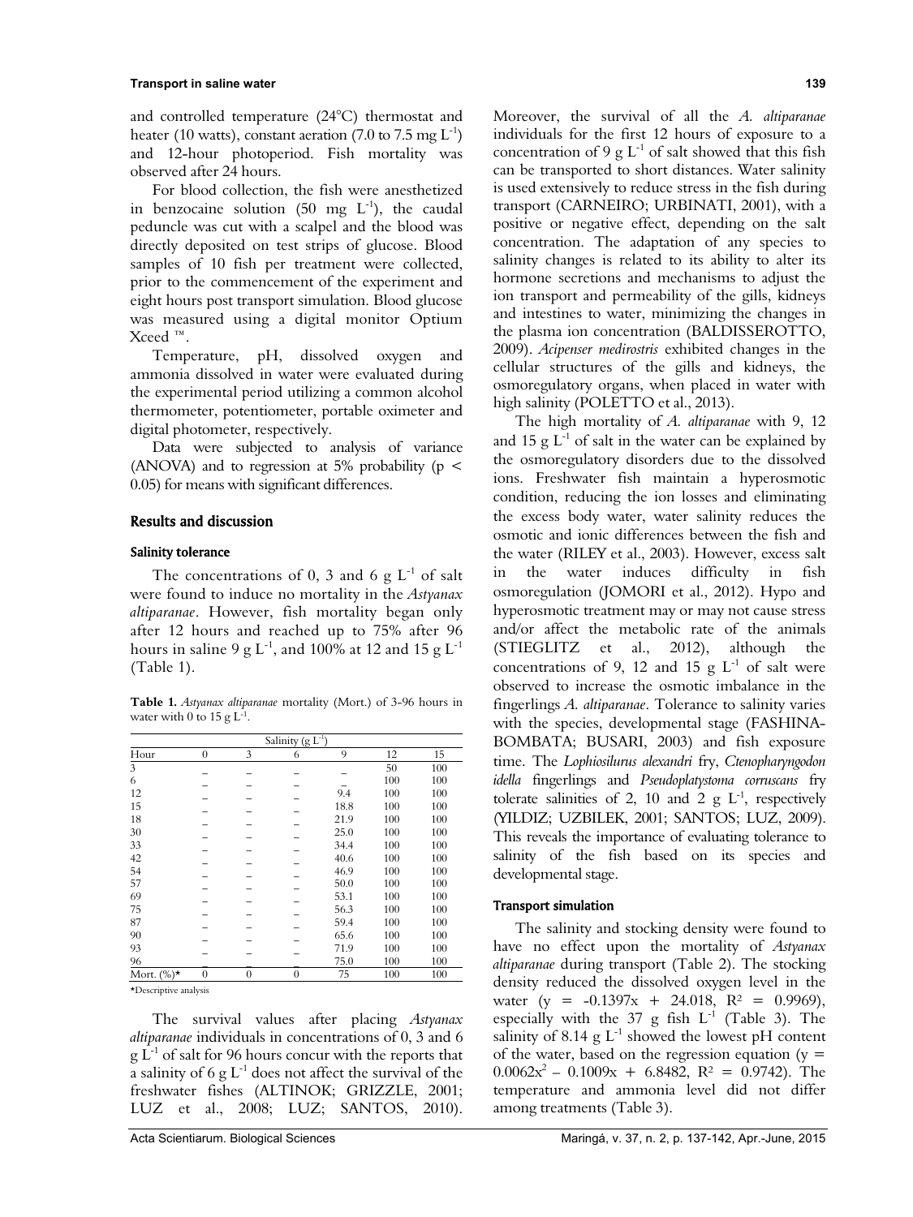and controlled temperature (24°C) thermostat and heater (10 watts), constant aeration (7.0 to 7.5 mg $L^{-1}$) and 12-hour photoperiod. Fish mortality was observed after 24 hours.

For blood collection, the fish were anesthetized in benzocaine solution (50 mg $L^{-1}$), the caudal peduncle was cut with a scalpel and the blood was directly deposited on test strips of glucose. Blood samples of 10 fish per treatment were collected, prior to the commencement of the experiment and eight hours post transport simulation. Blood glucose was measured using a digital monitor Optium Xceed ™.

Temperature, pH, dissolved oxygen and ammonia dissolved in water were evaluated during the experimental period utilizing a common alcohol thermometer, potentiometer, portable oximeter and digital photometer, respectively.

Data were subjected to analysis of variance (ANOVA) and to regression at 5% probability ($p < 0.05$) for means with significant differences.

## Results and discussion

### Salinity tolerance

The concentrations of 0, 3 and 6 g $L^{-1}$ of salt were found to induce no mortality in the *Astyanax altiparanae*. However, fish mortality began only after 12 hours and reached up to 75% after 96 hours in saline 9 g $L^{-1}$, and 100% at 12 and 15 g $L^{-1}$ (Table 1).

**Table 1.** *Astyanax altiparanae* mortality (Mort.) of 3-96 hours in water with 0 to 15 g $L^{-1}$.

| | Salinity (g $L^{-1}$) | | | | | |
|---|---|---|---|---|---|---|
| Hour | 0 | 3 | 6 | 9 | 12 | 15 |
| 3 | – | – | – | – | 50 | 100 |
| 6 | – | – | – | – | 100 | 100 |
| 12 | – | – | – | 9.4 | 100 | 100 |
| 15 | – | – | – | 18.8 | 100 | 100 |
| 18 | – | – | – | 21.9 | 100 | 100 |
| 30 | – | – | – | 25.0 | 100 | 100 |
| 33 | – | – | – | 34.4 | 100 | 100 |
| 42 | – | – | – | 40.6 | 100 | 100 |
| 54 | – | – | – | 46.9 | 100 | 100 |
| 57 | – | – | – | 50.0 | 100 | 100 |
| 69 | – | – | – | 53.1 | 100 | 100 |
| 75 | – | – | – | 56.3 | 100 | 100 |
| 87 | – | – | – | 59.4 | 100 | 100 |
| 90 | – | – | – | 65.6 | 100 | 100 |
| 93 | – | – | – | 71.9 | 100 | 100 |
| 96 | – | – | – | 75.0 | 100 | 100 |
| Mort. (%)* | 0 | 0 | 0 | 75 | 100 | 100 |

*Descriptive analysis

The survival values after placing *Astyanax altiparanae* individuals in concentrations of 0, 3 and 6 g $L^{-1}$ of salt for 96 hours concur with the reports that a salinity of 6 g $L^{-1}$ does not affect the survival of the freshwater fishes (ALTINOK; GRIZZLE, 2001; LUZ et al., 2008; LUZ; SANTOS, 2010). Moreover, the survival of all the *A. altiparanae* individuals for the first 12 hours of exposure to a concentration of 9 g $L^{-1}$ of salt showed that this fish can be transported to short distances. Water salinity is used extensively to reduce stress in the fish during transport (CARNEIRO; URBINATI, 2001), with a positive or negative effect, depending on the salt concentration. The adaptation of any species to salinity changes is related to its ability to alter its hormone secretions and mechanisms to adjust the ion transport and permeability of the gills, kidneys and intestines to water, minimizing the changes in the plasma ion concentration (BALDISSEROTTO, 2009). *Acipenser medirostris* exhibited changes in the cellular structures of the gills and kidneys, the osmoregulatory organs, when placed in water with high salinity (POLETTO et al., 2013).

The high mortality of *A. altiparanae* with 9, 12 and 15 g $L^{-1}$ of salt in the water can be explained by the osmoregulatory disorders due to the dissolved ions. Freshwater fish maintain a hyperosmotic condition, reducing the ion losses and eliminating the excess body water, water salinity reduces the osmotic and ionic differences between the fish and the water (RILEY et al., 2003). However, excess salt in the water induces difficulty in fish osmoregulation (JOMORI et al., 2012). Hypo and hyperosmotic treatment may or may not cause stress and/or affect the metabolic rate of the animals (STIEGLITZ et al., 2012), although the concentrations of 9, 12 and 15 g $L^{-1}$ of salt were observed to increase the osmotic imbalance in the fingerlings *A. altiparanae*. Tolerance to salinity varies with the species, developmental stage (FASHINA-BOMBATA; BUSARI, 2003) and fish exposure time. The *Lophiosilurus alexandri* fry, *Ctenopharyngodon idella* fingerlings and *Pseudoplatystoma corruscans* fry tolerate salinities of 2, 10 and 2 g $L^{-1}$, respectively (YILDIZ; UZBILEK, 2001; SANTOS; LUZ, 2009). This reveals the importance of evaluating tolerance to salinity of the fish based on its species and developmental stage.

### Transport simulation

The salinity and stocking density were found to have no effect upon the mortality of *Astyanax altiparanae* during transport (Table 2). The stocking density reduced the dissolved oxygen level in the water ($y = -0.1397x + 24.018$, $R^2 = 0.9969$), especially with the 37 g fish $L^{-1}$ (Table 3). The salinity of 8.14 g $L^{-1}$ showed the lowest pH content of the water, based on the regression equation ($y = 0.0062x^2 - 0.1009x + 6.8482$, $R^2 = 0.9742$). The temperature and ammonia level did not differ among treatments (Table 3).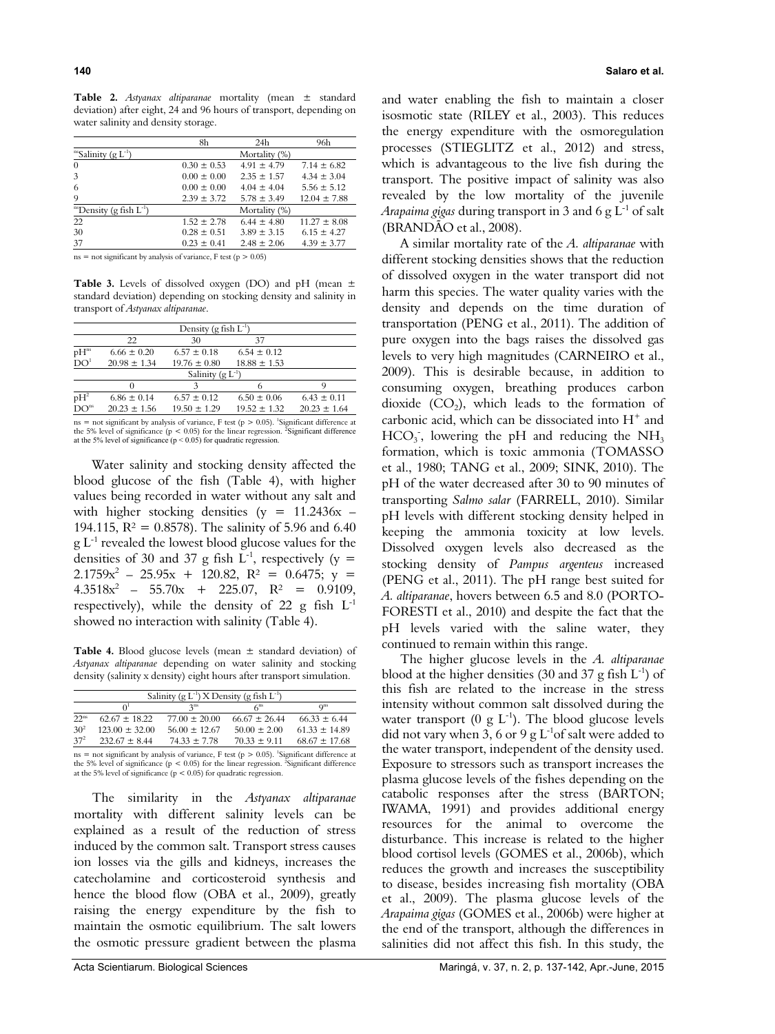**Table 2.** *Astyanax altiparanae* mortality (mean ± standard deviation) after eight, 24 and 96 hours of transport, depending on water salinity and density storage.

| | 8h | 24h | 96h |
|---|---|---|---|
| ns Salinity (g $L^{-1}$) | | Mortality (%) | |
| 0 | 0.30 ± 0.53 | 4.91 ± 4.79 | 7.14 ± 6.82 |
| 3 | 0.00 ± 0.00 | 2.35 ± 1.57 | 4.34 ± 3.04 |
| 6 | 0.00 ± 0.00 | 4.04 ± 4.04 | 5.56 ± 5.12 |
| 9 | 2.39 ± 3.72 | 5.78 ± 3.49 | 12.04 ± 7.88 |
| ns Density (g fish $L^{-1}$) | | Mortality (%) | |
| 22 | 1.52 ± 2.78 | 6.44 ± 4.80 | 11.27 ± 8.08 |
| 30 | 0.28 ± 0.51 | 3.89 ± 3.15 | 6.15 ± 4.27 |
| 37 | 0.23 ± 0.41 | 2.48 ± 2.06 | 4.39 ± 3.77 |

ns = not significant by analysis of variance, F test ($p > 0.05$)

**Table 3.** Levels of dissolved oxygen (DO) and pH (mean ± standard deviation) depending on stocking density and salinity in transport of *Astyanax altiparanae*.

| | Density (g fish $L^{-1}$) | | | |
|---|---|---|---|---|
| | 22 | 30 | 37 | |
| pH ns | 6.66 ± 0.20 | 6.57 ± 0.18 | 6.54 ± 0.12 | |
| DO [1] | 20.98 ± 1.34 | 19.76 ± 0.80 | 18.88 ± 1.53 | |
| | Salinity (g $L^{-1}$) | | | |
| | 0 | 3 | 6 | 9 |
| pH [2] | 6.86 ± 0.14 | 6.57 ± 0.12 | 6.50 ± 0.06 | 6.43 ± 0.11 |
| DO ns | 20.23 ± 1.56 | 19.50 ± 1.29 | 19.52 ± 1.32 | 20.23 ± 1.64 |

ns = not significant by analysis of variance, F test ($p > 0.05$). [1]Significant difference at the 5% level of significance ($p < 0.05$) for the linear regression. [2]Significant difference at the 5% level of significance ($p < 0.05$) for quadratic regression.

Water salinity and stocking density affected the blood glucose of the fish (Table 4), with higher values being recorded in water without any salt and with higher stocking densities ($y = 11.2436x - 194.115$, $R^2 = 0.8578$). The salinity of 5.96 and 6.40 g $L^{-1}$ revealed the lowest blood glucose values for the densities of 30 and 37 g fish $L^{-1}$, respectively ($y = 2.1759x^2 - 25.95x + 120.82$, $R^2 = 0.6475$; $y = 4.3518x^2 - 55.70x + 225.07$, $R^2 = 0.9109$, respectively), while the density of 22 g fish $L^{-1}$ showed no interaction with salinity (Table 4).

**Table 4.** Blood glucose levels (mean ± standard deviation) of *Astyanax altiparanae* depending on water salinity and stocking density (salinity x density) eight hours after transport simulation.

| | Salinity (g $L^{-1}$) X Density (g fish $L^{-1}$) | | | |
|---|---|---|---|---|
| | 0 [1] | 3 ns | 6 ns | 9 ns |
| 22 ns | 62.67 ± 18.22 | 77.00 ± 20.00 | 66.67 ± 26.44 | 66.33 ± 6.44 |
| 30 [2] | 123.00 ± 32.00 | 56.00 ± 12.67 | 50.00 ± 2.00 | 61.33 ± 14.89 |
| 37 [2] | 232.67 ± 8.44 | 74.33 ± 7.78 | 70.33 ± 9.11 | 68.67 ± 17.68 |

ns = not significant by analysis of variance, F test ($p > 0.05$). [1]Significant difference at the 5% level of significance ($p < 0.05$) for the linear regression. [2]Significant difference at the 5% level of significance ($p < 0.05$) for quadratic regression.

The similarity in the *Astyanax altiparanae* mortality with different salinity levels can be explained as a result of the reduction of stress induced by the common salt. Transport stress causes ion losses via the gills and kidneys, increases the catecholamine and corticosteroid synthesis and hence the blood flow (OBA et al., 2009), greatly raising the energy expenditure by the fish to maintain the osmotic equilibrium. The salt lowers the osmotic pressure gradient between the plasma and water enabling the fish to maintain a closer isosmotic state (RILEY et al., 2003). This reduces the energy expenditure with the osmoregulation processes (STIEGLITZ et al., 2012) and stress, which is advantageous to the live fish during the transport. The positive impact of salinity was also revealed by the low mortality of the juvenile *Arapaima gigas* during transport in 3 and 6 g $L^{-1}$ of salt (BRANDÃO et al., 2008).

A similar mortality rate of the *A. altiparanae* with different stocking densities shows that the reduction of dissolved oxygen in the water transport did not harm this species. The water quality varies with the density and depends on the time duration of transportation (PENG et al., 2011). The addition of pure oxygen into the bags raises the dissolved gas levels to very high magnitudes (CARNEIRO et al., 2009). This is desirable because, in addition to consuming oxygen, breathing produces carbon dioxide ($CO_2$), which leads to the formation of carbonic acid, which can be dissociated into $H^+$ and $HCO_3^-$, lowering the pH and reducing the $NH_3$ formation, which is toxic ammonia (TOMASSO et al., 1980; TANG et al., 2009; SINK, 2010). The pH of the water decreased after 30 to 90 minutes of transporting *Salmo salar* (FARRELL, 2010). Similar pH levels with different stocking density helped in keeping the ammonia toxicity at low levels. Dissolved oxygen levels also decreased as the stocking density of *Pampus argenteus* increased (PENG et al., 2011). The pH range best suited for *A. altiparanae*, hovers between 6.5 and 8.0 (PORTO-FORESTI et al., 2010) and despite the fact that the pH levels varied with the saline water, they continued to remain within this range.

The higher glucose levels in the *A. altiparanae* blood at the higher densities (30 and 37 g fish $L^{-1}$) of this fish are related to the increase in the stress intensity without common salt dissolved during the water transport (0 g $L^{-1}$). The blood glucose levels did not vary when 3, 6 or 9 g $L^{-1}$ of salt were added to the water transport, independent of the density used. Exposure to stressors such as transport increases the plasma glucose levels of the fishes depending on the catabolic responses after the stress (BARTON; IWAMA, 1991) and provides additional energy resources for the animal to overcome the disturbance. This increase is related to the higher blood cortisol levels (GOMES et al., 2006b), which reduces the growth and increases the susceptibility to disease, besides increasing fish mortality (OBA et al., 2009). The plasma glucose levels of the *Arapaima gigas* (GOMES et al., 2006b) were higher at the end of the transport, although the differences in salinities did not affect this fish. In this study, the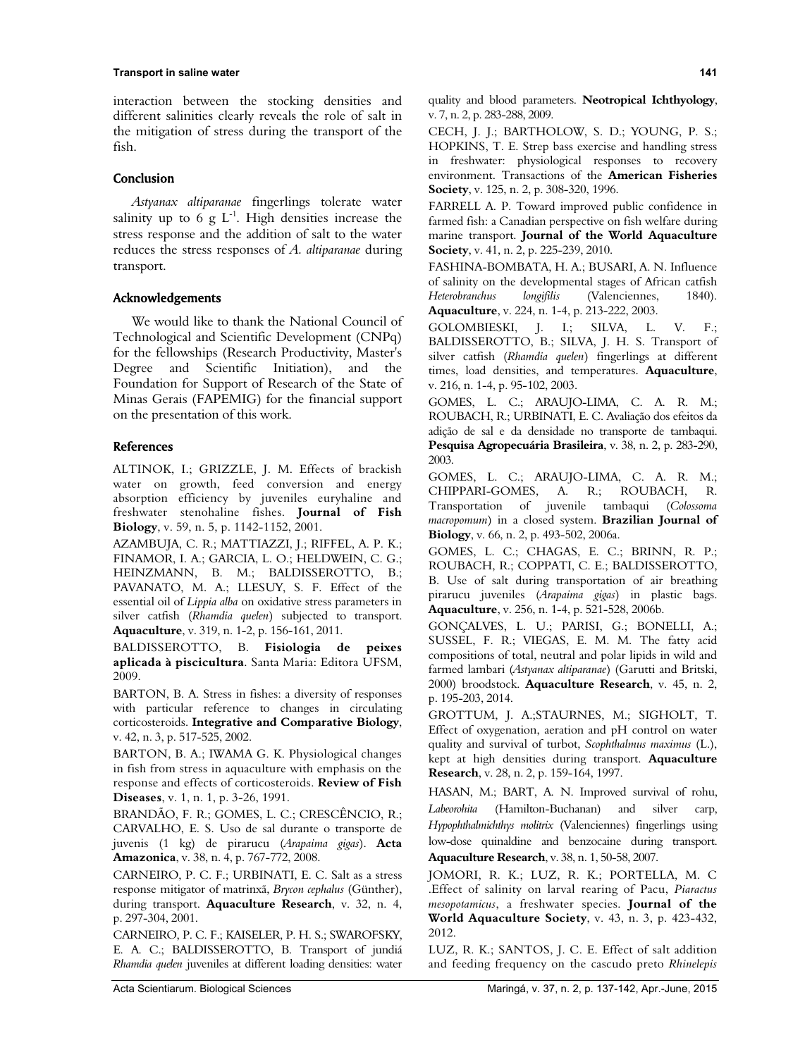interaction between the stocking densities and different salinities clearly reveals the role of salt in the mitigation of stress during the transport of the fish.

## Conclusion

*Astyanax altiparanae* fingerlings tolerate water salinity up to 6 g $L^{-1}$. High densities increase the stress response and the addition of salt to the water reduces the stress responses of *A. altiparanae* during transport.

## Acknowledgements

We would like to thank the National Council of Technological and Scientific Development (CNPq) for the fellowships (Research Productivity, Master's Degree and Scientific Initiation), and the Foundation for Support of Research of the State of Minas Gerais (FAPEMIG) for the financial support on the presentation of this work.

## References

ALTINOK, I.; GRIZZLE, J. M. Effects of brackish water on growth, feed conversion and energy absorption efficiency by juveniles euryhaline and freshwater stenohaline fishes. **Journal of Fish Biology**, v. 59, n. 5, p. 1142-1152, 2001.

AZAMBUJA, C. R.; MATTIAZZI, J.; RIFFEL, A. P. K.; FINAMOR, I. A.; GARCIA, L. O.; HELDWEIN, C. G.; HEINZMANN, B. M.; BALDISSEROTTO, B.; PAVANATO, M. A.; LLESUY, S. F. Effect of the essential oil of *Lippia alba* on oxidative stress parameters in silver catfish (*Rhamdia quelen*) subjected to transport. **Aquaculture**, v. 319, n. 1-2, p. 156-161, 2011.

BALDISSEROTTO, B. **Fisiologia de peixes aplicada à piscicultura**. Santa Maria: Editora UFSM, 2009.

BARTON, B. A. Stress in fishes: a diversity of responses with particular reference to changes in circulating corticosteroids. **Integrative and Comparative Biology**, v. 42, n. 3, p. 517-525, 2002.

BARTON, B. A.; IWAMA G. K. Physiological changes in fish from stress in aquaculture with emphasis on the response and effects of corticosteroids. **Review of Fish Diseases**, v. 1, n. 1, p. 3-26, 1991.

BRANDÃO, F. R.; GOMES, L. C.; CRESCÊNCIO, R.; CARVALHO, E. S. Uso de sal durante o transporte de juvenis (1 kg) de pirarucu (*Arapaima gigas*). **Acta Amazonica**, v. 38, n. 4, p. 767-772, 2008.

CARNEIRO, P. C. F.; URBINATI, E. C. Salt as a stress response mitigator of matrinxã, *Brycon cephalus* (Günther), during transport. **Aquaculture Research**, v. 32, n. 4, p. 297-304, 2001.

CARNEIRO, P. C. F.; KAISELER, P. H. S.; SWAROFSKY, E. A. C.; BALDISSEROTTO, B. Transport of jundiá *Rhamdia quelen* juveniles at different loading densities: water quality and blood parameters. **Neotropical Ichthyology**, v. 7, n. 2, p. 283-288, 2009.

CECH, J. J.; BARTHOLOW, S. D.; YOUNG, P. S.; HOPKINS, T. E. Strep bass exercise and handling stress in freshwater: physiological responses to recovery environment. Transactions of the **American Fisheries Society**, v. 125, n. 2, p. 308-320, 1996.

FARRELL A. P. Toward improved public confidence in farmed fish: a Canadian perspective on fish welfare during marine transport. **Journal of the World Aquaculture Society**, v. 41, n. 2, p. 225-239, 2010.

FASHINA-BOMBATA, H. A.; BUSARI, A. N. Influence of salinity on the developmental stages of African catfish *Heterobranchus longifilis* (Valenciennes, 1840). **Aquaculture**, v. 224, n. 1-4, p. 213-222, 2003.

GOLOMBIESKI, J. I.; SILVA, L. V. F.; BALDISSEROTTO, B.; SILVA, J. H. S. Transport of silver catfish (*Rhamdia quelen*) fingerlings at different times, load densities, and temperatures. **Aquaculture**, v. 216, n. 1-4, p. 95-102, 2003.

GOMES, L. C.; ARAUJO-LIMA, C. A. R. M.; ROUBACH, R.; URBINATI, E. C. Avaliação dos efeitos da adição de sal e da densidade no transporte de tambaqui. **Pesquisa Agropecuária Brasileira**, v. 38, n. 2, p. 283-290, 2003.

GOMES, L. C.; ARAUJO-LIMA, C. A. R. M.; CHIPPARI-GOMES, A. R.; ROUBACH, R. Transportation of juvenile tambaqui (*Colossoma macropomum*) in a closed system. **Brazilian Journal of Biology**, v. 66, n. 2, p. 493-502, 2006a.

GOMES, L. C.; CHAGAS, E. C.; BRINN, R. P.; ROUBACH, R.; COPPATI, C. E.; BALDISSEROTTO, B. Use of salt during transportation of air breathing pirarucu juveniles (*Arapaima gigas*) in plastic bags. **Aquaculture**, v. 256, n. 1-4, p. 521-528, 2006b.

GONÇALVES, L. U.; PARISI, G.; BONELLI, A.; SUSSEL, F. R.; VIEGAS, E. M. M. The fatty acid compositions of total, neutral and polar lipids in wild and farmed lambari (*Astyanax altiparanae*) (Garutti and Britski, 2000) broodstock. **Aquaculture Research**, v. 45, n. 2, p. 195-203, 2014.

GROTTUM, J. A.;STAURNES, M.; SIGHOLT, T. Effect of oxygenation, aeration and pH control on water quality and survival of turbot, *Scophthalmus maximus* (L.), kept at high densities during transport. **Aquaculture Research**, v. 28, n. 2, p. 159-164, 1997.

HASAN, M.; BART, A. N. Improved survival of rohu, *Labeorohita* (Hamilton-Buchanan) and silver carp, *Hypophthalmichthys molitrix* (Valenciennes) fingerlings using low-dose quinaldine and benzocaine during transport. **Aquaculture Research**, v. 38, n. 1, 50-58, 2007.

JOMORI, R. K.; LUZ, R. K.; PORTELLA, M. C .Effect of salinity on larval rearing of Pacu, *Piaractus mesopotamicus*, a freshwater species. **Journal of the World Aquaculture Society**, v. 43, n. 3, p. 423-432, 2012.

LUZ, R. K.; SANTOS, J. C. E. Effect of salt addition and feeding frequency on the cascudo preto *Rhinelepis*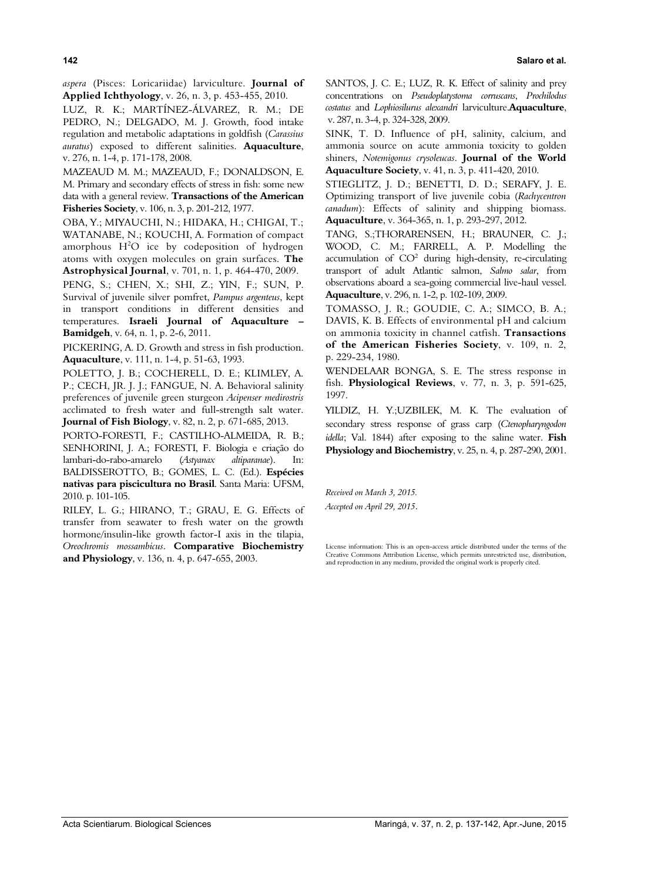*aspera* (Pisces: Loricariidae) larviculture. **Journal of Applied Ichthyology**, v. 26, n. 3, p. 453-455, 2010.

LUZ, R. K.; MARTÍNEZ-ÁLVAREZ, R. M.; DE PEDRO, N.; DELGADO, M. J. Growth, food intake regulation and metabolic adaptations in goldfish (*Carassius auratus*) exposed to different salinities. **Aquaculture**, v. 276, n. 1-4, p. 171-178, 2008.

MAZEAUD M. M.; MAZEAUD, F.; DONALDSON, E. M. Primary and secondary effects of stress in fish: some new data with a general review. **Transactions of the American Fisheries Society**, v. 106, n. 3, p. 201-212, 1977.

OBA, Y.; MIYAUCHI, N.; HIDAKA, H.; CHIGAI, T.; WATANABE, N.; KOUCHI, A. Formation of compact amorphous $H^2O$ ice by codeposition of hydrogen atoms with oxygen molecules on grain surfaces. **The Astrophysical Journal**, v. 701, n. 1, p. 464-470, 2009.

PENG, S.; CHEN, X.; SHI, Z.; YIN, F.; SUN, P. Survival of juvenile silver pomfret, *Pampus argenteus*, kept in transport conditions in different densities and temperatures. **Israeli Journal of Aquaculture – Bamidgeh**, v. 64, n. 1, p. 2-6, 2011.

PICKERING, A. D. Growth and stress in fish production. **Aquaculture**, v. 111, n. 1-4, p. 51-63, 1993.

POLETTO, J. B.; COCHERELL, D. E.; KLIMLEY, A. P.; CECH, JR. J. J.; FANGUE, N. A. Behavioral salinity preferences of juvenile green sturgeon *Acipenser medirostris* acclimated to fresh water and full-strength salt water. **Journal of Fish Biology**, v. 82, n. 2, p. 671-685, 2013.

PORTO-FORESTI, F.; CASTILHO-ALMEIDA, R. B.; SENHORINI, J. A.; FORESTI, F. Biologia e criação do lambari-do-rabo-amarelo (*Astyanax altiparanae*). In: BALDISSEROTTO, B.; GOMES, L. C. (Ed.). **Espécies nativas para piscicultura no Brasil**. Santa Maria: UFSM, 2010. p. 101-105.

RILEY, L. G.; HIRANO, T.; GRAU, E. G. Effects of transfer from seawater to fresh water on the growth hormone/insulin-like growth factor-I axis in the tilapia, *Oreochromis mossambicus*. **Comparative Biochemistry and Physiology**, v. 136, n. 4, p. 647-655, 2003.

SANTOS, J. C. E.; LUZ, R. K. Effect of salinity and prey concentrations on *Pseudoplatystoma corruscans*, *Prochilodus costatus* and *Lophiosilurus alexandri* larviculture.**Aquaculture**, v. 287, n. 3-4, p. 324-328, 2009.

SINK, T. D. Influence of pH, salinity, calcium, and ammonia source on acute ammonia toxicity to golden shiners, *Notemigonus crysoleucas*. **Journal of the World Aquaculture Society**, v. 41, n. 3, p. 411-420, 2010.

STIEGLITZ, J. D.; BENETTI, D. D.; SERAFY, J. E. Optimizing transport of live juvenile cobia (*Rachycentron canadum*): Effects of salinity and shipping biomass. **Aquaculture**, v. 364-365, n. 1, p. 293-297, 2012.

TANG, S.;THORARENSEN, H.; BRAUNER, C. J.; WOOD, C. M.; FARRELL, A. P. Modelling the accumulation of $CO^2$ during high-density, re-circulating transport of adult Atlantic salmon, *Salmo salar*, from observations aboard a sea-going commercial live-haul vessel. **Aquaculture**, v. 296, n. 1-2, p. 102-109, 2009.

TOMASSO, J. R.; GOUDIE, C. A.; SIMCO, B. A.; DAVIS, K. B. Effects of environmental pH and calcium on ammonia toxicity in channel catfish. **Transactions of the American Fisheries Society**, v. 109, n. 2, p. 229-234, 1980.

WENDELAAR BONGA, S. E. The stress response in fish. **Physiological Reviews**, v. 77, n. 3, p. 591-625, 1997.

YILDIZ, H. Y.;UZBILEK, M. K. The evaluation of secondary stress response of grass carp (*Ctenopharyngodon idella*; Val. 1844) after exposing to the saline water. **Fish Physiology and Biochemistry**, v. 25, n. 4, p. 287-290, 2001.

*Received on March 3, 2015.*
*Accepted on April 29, 2015.*

License information: This is an open-access article distributed under the terms of the Creative Commons Attribution License, which permits unrestricted use, distribution, and reproduction in any medium, provided the original work is properly cited.